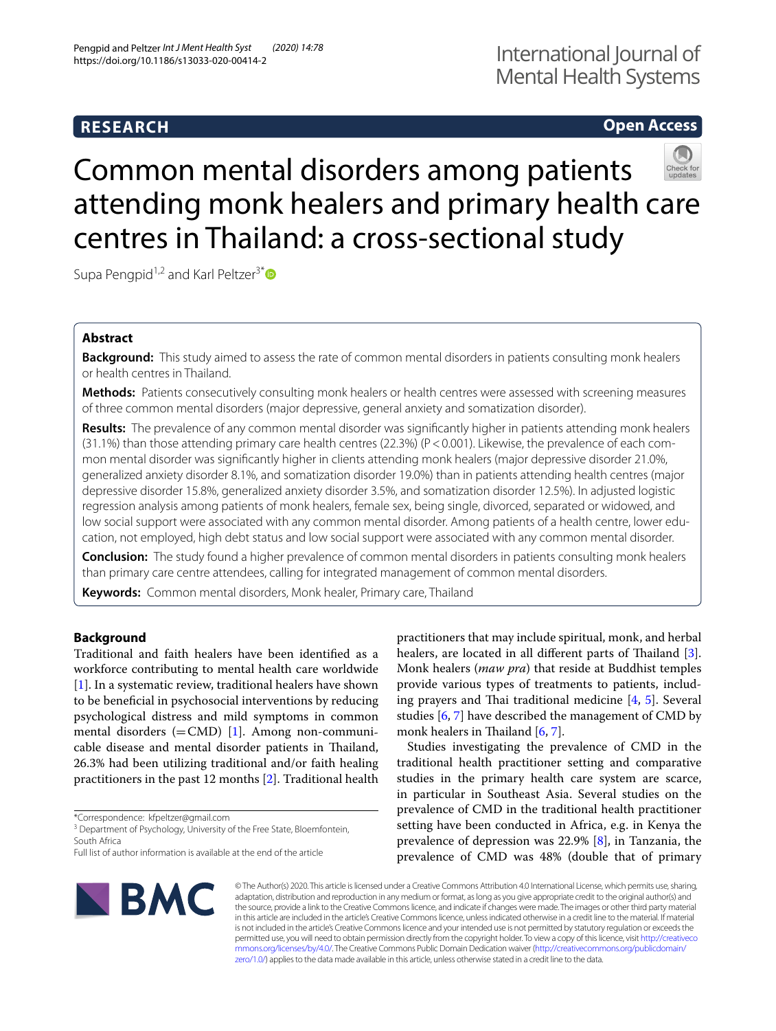**RESEARCH** **Open Access**

# Common mental disorders among patients attending monk healers and primary health care centres in Thailand: a cross-sectional study

Supa Pengpid[1,2] and Karl Peltzer[3*]

## Abstract

**Background:** This study aimed to assess the rate of common mental disorders in patients consulting monk healers or health centres in Thailand.

**Methods:** Patients consecutively consulting monk healers or health centres were assessed with screening measures of three common mental disorders (major depressive, general anxiety and somatization disorder).

**Results:** The prevalence of any common mental disorder was significantly higher in patients attending monk healers (31.1%) than those attending primary care health centres (22.3%) (P < 0.001). Likewise, the prevalence of each common mental disorder was significantly higher in clients attending monk healers (major depressive disorder 21.0%, generalized anxiety disorder 8.1%, and somatization disorder 19.0%) than in patients attending health centres (major depressive disorder 15.8%, generalized anxiety disorder 3.5%, and somatization disorder 12.5%). In adjusted logistic regression analysis among patients of monk healers, female sex, being single, divorced, separated or widowed, and low social support were associated with any common mental disorder. Among patients of a health centre, lower education, not employed, high debt status and low social support were associated with any common mental disorder.

**Conclusion:** The study found a higher prevalence of common mental disorders in patients consulting monk healers than primary care centre attendees, calling for integrated management of common mental disorders.

**Keywords:** Common mental disorders, Monk healer, Primary care, Thailand

## Background

Traditional and faith healers have been identified as a workforce contributing to mental health care worldwide [1]. In a systematic review, traditional healers have shown to be beneficial in psychosocial interventions by reducing psychological distress and mild symptoms in common mental disorders (=CMD) [1]. Among non-communicable disease and mental disorder patients in Thailand, 26.3% had been utilizing traditional and/or faith healing practitioners in the past 12 months [2]. Traditional health practitioners that may include spiritual, monk, and herbal healers, are located in all different parts of Thailand [3]. Monk healers (*maw pra*) that reside at Buddhist temples provide various types of treatments to patients, including prayers and Thai traditional medicine [4, 5]. Several studies [6, 7] have described the management of CMD by monk healers in Thailand [6, 7].

Studies investigating the prevalence of CMD in the traditional health practitioner setting and comparative studies in the primary health care system are scarce, in particular in Southeast Asia. Several studies on the prevalence of CMD in the traditional health practitioner setting have been conducted in Africa, e.g. in Kenya the prevalence of depression was 22.9% [8], in Tanzania, the prevalence of CMD was 48% (double that of primary

*Correspondence: kfpeltzer@gmail.com
[3] Department of Psychology, University of the Free State, Bloemfontein, South Africa
Full list of author information is available at the end of the article

© The Author(s) 2020. This article is licensed under a Creative Commons Attribution 4.0 International License, which permits use, sharing, adaptation, distribution and reproduction in any medium or format, as long as you give appropriate credit to the original author(s) and the source, provide a link to the Creative Commons licence, and indicate if changes were made. The images or other third party material in this article are included in the article's Creative Commons licence, unless indicated otherwise in a credit line to the material. If material is not included in the article's Creative Commons licence and your intended use is not permitted by statutory regulation or exceeds the permitted use, you will need to obtain permission directly from the copyright holder. To view a copy of this licence, visit http://creativecommons.org/licenses/by/4.0/. The Creative Commons Public Domain Dedication waiver (http://creativecommons.org/publicdomain/zero/1.0/) applies to the data made available in this article, unless otherwise stated in a credit line to the data.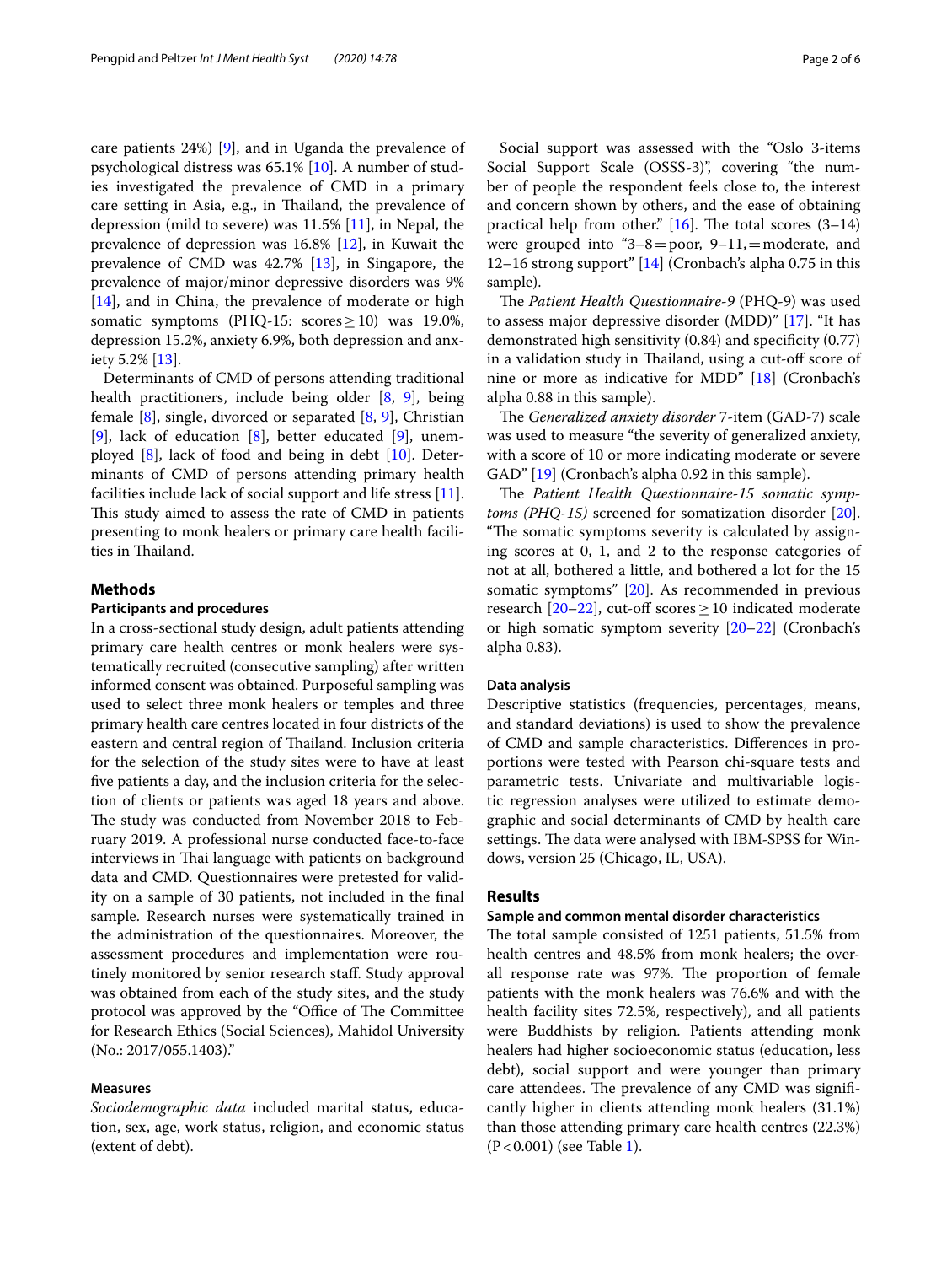care patients 24%) [9], and in Uganda the prevalence of psychological distress was 65.1% [10]. A number of studies investigated the prevalence of CMD in a primary care setting in Asia, e.g., in Thailand, the prevalence of depression (mild to severe) was 11.5% [11], in Nepal, the prevalence of depression was 16.8% [12], in Kuwait the prevalence of CMD was 42.7% [13], in Singapore, the prevalence of major/minor depressive disorders was 9% [14], and in China, the prevalence of moderate or high somatic symptoms (PHQ-15: scores $\geq 10$) was 19.0%, depression 15.2%, anxiety 6.9%, both depression and anxiety 5.2% [13].

Determinants of CMD of persons attending traditional health practitioners, include being older [8, 9], being female [8], single, divorced or separated [8, 9], Christian [9], lack of education [8], better educated [9], unemployed [8], lack of food and being in debt [10]. Determinants of CMD of persons attending primary health facilities include lack of social support and life stress [11]. This study aimed to assess the rate of CMD in patients presenting to monk healers or primary care health facilities in Thailand.

## Methods

### Participants and procedures

In a cross-sectional study design, adult patients attending primary care health centres or monk healers were systematically recruited (consecutive sampling) after written informed consent was obtained. Purposeful sampling was used to select three monk healers or temples and three primary health care centres located in four districts of the eastern and central region of Thailand. Inclusion criteria for the selection of the study sites were to have at least five patients a day, and the inclusion criteria for the selection of clients or patients was aged 18 years and above. The study was conducted from November 2018 to February 2019. A professional nurse conducted face-to-face interviews in Thai language with patients on background data and CMD. Questionnaires were pretested for validity on a sample of 30 patients, not included in the final sample. Research nurses were systematically trained in the administration of the questionnaires. Moreover, the assessment procedures and implementation were routinely monitored by senior research staff. Study approval was obtained from each of the study sites, and the study protocol was approved by the "Office of The Committee for Research Ethics (Social Sciences), Mahidol University (No.: 2017/055.1403)."

### Measures

*Sociodemographic data* included marital status, education, sex, age, work status, religion, and economic status (extent of debt).

Social support was assessed with the "Oslo 3-items Social Support Scale (OSSS-3)", covering "the number of people the respondent feels close to, the interest and concern shown by others, and the ease of obtaining practical help from other." [16]. The total scores (3–14) were grouped into "3–8 = poor, 9–11, = moderate, and 12–16 strong support" [14] (Cronbach's alpha 0.75 in this sample).

The *Patient Health Questionnaire-9* (PHQ-9) was used to assess major depressive disorder (MDD)" [17]. "It has demonstrated high sensitivity (0.84) and specificity (0.77) in a validation study in Thailand, using a cut-off score of nine or more as indicative for MDD" [18] (Cronbach's alpha 0.88 in this sample).

The *Generalized anxiety disorder* 7-item (GAD-7) scale was used to measure "the severity of generalized anxiety, with a score of 10 or more indicating moderate or severe GAD" [19] (Cronbach's alpha 0.92 in this sample).

The *Patient Health Questionnaire-15 somatic symptoms (PHQ-15)* screened for somatization disorder [20]. "The somatic symptoms severity is calculated by assigning scores at 0, 1, and 2 to the response categories of not at all, bothered a little, and bothered a lot for the 15 somatic symptoms" [20]. As recommended in previous research [20–22], cut-off scores $\geq 10$ indicated moderate or high somatic symptom severity [20–22] (Cronbach's alpha 0.83).

### Data analysis

Descriptive statistics (frequencies, percentages, means, and standard deviations) is used to show the prevalence of CMD and sample characteristics. Differences in proportions were tested with Pearson chi-square tests and parametric tests. Univariate and multivariable logistic regression analyses were utilized to estimate demographic and social determinants of CMD by health care settings. The data were analysed with IBM-SPSS for Windows, version 25 (Chicago, IL, USA).

## Results

### Sample and common mental disorder characteristics

The total sample consisted of 1251 patients, 51.5% from health centres and 48.5% from monk healers; the overall response rate was 97%. The proportion of female patients with the monk healers was 76.6% and with the health facility sites 72.5%, respectively), and all patients were Buddhists by religion. Patients attending monk healers had higher socioeconomic status (education, less debt), social support and were younger than primary care attendees. The prevalence of any CMD was significantly higher in clients attending monk healers (31.1%) than those attending primary care health centres (22.3%) ($P < 0.001$) (see Table 1).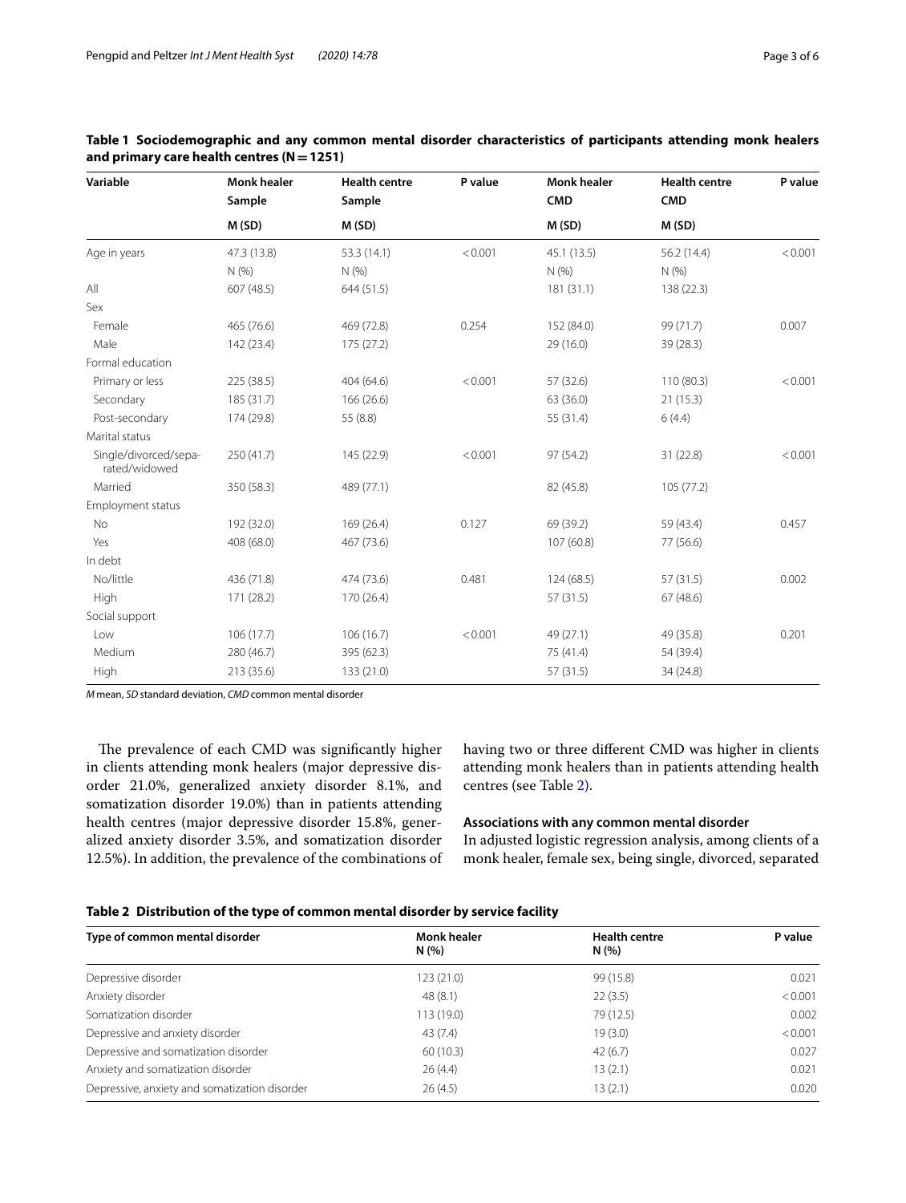**Table 1 Sociodemographic and any common mental disorder characteristics of participants attending monk healers and primary care health centres (N = 1251)**

| Variable | Monk healer Sample | Health centre Sample | P value | Monk healer CMD | Health centre CMD | P value |
|---|---|---|---|---|---|---|
| | M (SD) | M (SD) | | M (SD) | M (SD) | |
| Age in years | 47.3 (13.8) | 53.3 (14.1) | < 0.001 | 45.1 (13.5) | 56.2 (14.4) | < 0.001 |
| | N (%) | N (%) | | N (%) | N (%) | |
| All | 607 (48.5) | 644 (51.5) | | 181 (31.1) | 138 (22.3) | |
| Sex | | | | | | |
| Female | 465 (76.6) | 469 (72.8) | 0.254 | 152 (84.0) | 99 (71.7) | 0.007 |
| Male | 142 (23.4) | 175 (27.2) | | 29 (16.0) | 39 (28.3) | |
| Formal education | | | | | | |
| Primary or less | 225 (38.5) | 404 (64.6) | < 0.001 | 57 (32.6) | 110 (80.3) | < 0.001 |
| Secondary | 185 (31.7) | 166 (26.6) | | 63 (36.0) | 21 (15.3) | |
| Post-secondary | 174 (29.8) | 55 (8.8) | | 55 (31.4) | 6 (4.4) | |
| Marital status | | | | | | |
| Single/divorced/separated/widowed | 250 (41.7) | 145 (22.9) | < 0.001 | 97 (54.2) | 31 (22.8) | < 0.001 |
| Married | 350 (58.3) | 489 (77.1) | | 82 (45.8) | 105 (77.2) | |
| Employment status | | | | | | |
| No | 192 (32.0) | 169 (26.4) | 0.127 | 69 (39.2) | 59 (43.4) | 0.457 |
| Yes | 408 (68.0) | 467 (73.6) | | 107 (60.8) | 77 (56.6) | |
| In debt | | | | | | |
| No/little | 436 (71.8) | 474 (73.6) | 0.481 | 124 (68.5) | 57 (31.5) | 0.002 |
| High | 171 (28.2) | 170 (26.4) | | 57 (31.5) | 67 (48.6) | |
| Social support | | | | | | |
| Low | 106 (17.7) | 106 (16.7) | < 0.001 | 49 (27.1) | 49 (35.8) | 0.201 |
| Medium | 280 (46.7) | 395 (62.3) | | 75 (41.4) | 54 (39.4) | |
| High | 213 (35.6) | 133 (21.0) | | 57 (31.5) | 34 (24.8) | |

*M* mean, *SD* standard deviation, *CMD* common mental disorder

The prevalence of each CMD was significantly higher in clients attending monk healers (major depressive disorder 21.0%, generalized anxiety disorder 8.1%, and somatization disorder 19.0%) than in patients attending health centres (major depressive disorder 15.8%, generalized anxiety disorder 3.5%, and somatization disorder 12.5%). In addition, the prevalence of the combinations of having two or three different CMD was higher in clients attending monk healers than in patients attending health centres (see Table 2).

### Associations with any common mental disorder

In adjusted logistic regression analysis, among clients of a monk healer, female sex, being single, divorced, separated

**Table 2 Distribution of the type of common mental disorder by service facility**

| Type of common mental disorder | Monk healer N (%) | Health centre N (%) | P value |
|---|---|---|---|
| Depressive disorder | 123 (21.0) | 99 (15.8) | 0.021 |
| Anxiety disorder | 48 (8.1) | 22 (3.5) | < 0.001 |
| Somatization disorder | 113 (19.0) | 79 (12.5) | 0.002 |
| Depressive and anxiety disorder | 43 (7.4) | 19 (3.0) | < 0.001 |
| Depressive and somatization disorder | 60 (10.3) | 42 (6.7) | 0.027 |
| Anxiety and somatization disorder | 26 (4.4) | 13 (2.1) | 0.021 |
| Depressive, anxiety and somatization disorder | 26 (4.5) | 13 (2.1) | 0.020 |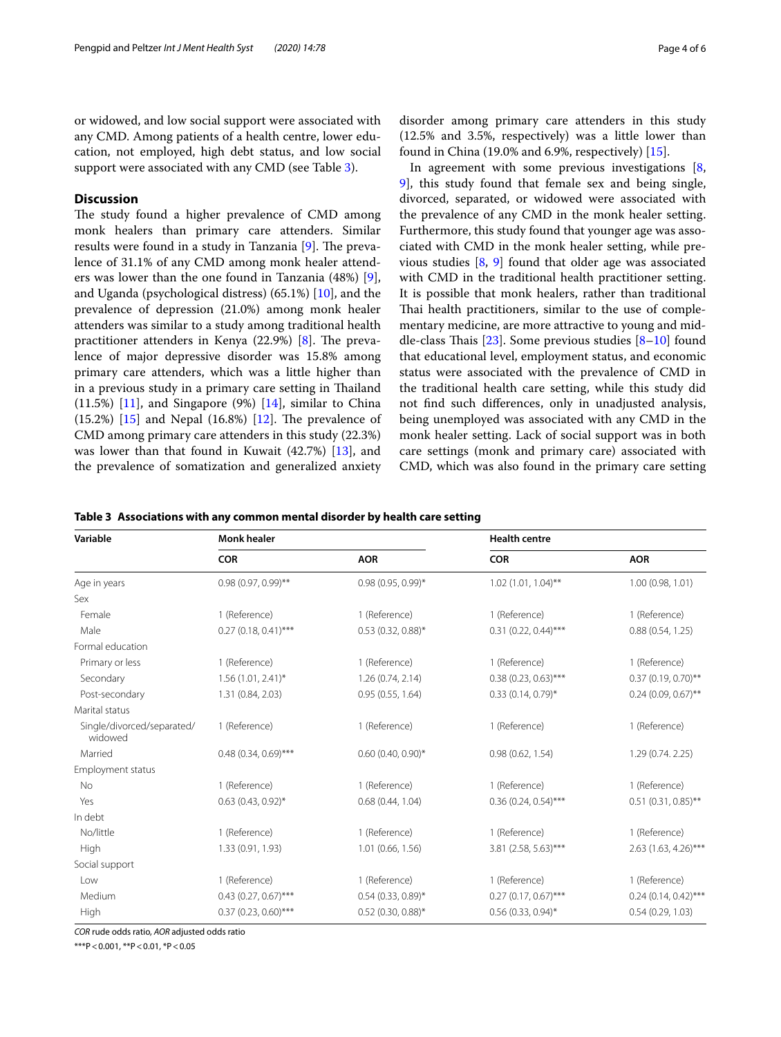or widowed, and low social support were associated with any CMD. Among patients of a health centre, lower education, not employed, high debt status, and low social support were associated with any CMD (see Table 3).

## Discussion

The study found a higher prevalence of CMD among monk healers than primary care attenders. Similar results were found in a study in Tanzania [9]. The prevalence of 31.1% of any CMD among monk healer attenders was lower than the one found in Tanzania (48%) [9], and Uganda (psychological distress) (65.1%) [10], and the prevalence of depression (21.0%) among monk healer attenders was similar to a study among traditional health practitioner attenders in Kenya (22.9%) [8]. The prevalence of major depressive disorder was 15.8% among primary care attenders, which was a little higher than in a previous study in a primary care setting in Thailand (11.5%) [11], and Singapore (9%) [14], similar to China (15.2%) [15] and Nepal (16.8%) [12]. The prevalence of CMD among primary care attenders in this study (22.3%) was lower than that found in Kuwait (42.7%) [13], and the prevalence of somatization and generalized anxiety disorder among primary care attenders in this study (12.5% and 3.5%, respectively) was a little lower than found in China (19.0% and 6.9%, respectively) [15].

In agreement with some previous investigations [8, 9], this study found that female sex and being single, divorced, separated, or widowed were associated with the prevalence of any CMD in the monk healer setting. Furthermore, this study found that younger age was associated with CMD in the monk healer setting, while previous studies [8, 9] found that older age was associated with CMD in the traditional health practitioner setting. It is possible that monk healers, rather than traditional Thai health practitioners, similar to the use of complementary medicine, are more attractive to young and middle-class Thais [23]. Some previous studies [8–10] found that educational level, employment status, and economic status were associated with the prevalence of CMD in the traditional health care setting, while this study did not find such differences, only in unadjusted analysis, being unemployed was associated with any CMD in the monk healer setting. Lack of social support was in both care settings (monk and primary care) associated with CMD, which was also found in the primary care setting

**Table 3 Associations with any common mental disorder by health care setting**

| Variable | Monk healer | | Health centre | |
|---|---|---|---|---|
| | COR | AOR | COR | AOR |
| Age in years | 0.98 (0.97, 0.99)** | 0.98 (0.95, 0.99)* | 1.02 (1.01, 1.04)** | 1.00 (0.98, 1.01) |
| Sex | | | | |
| Female | 1 (Reference) | 1 (Reference) | 1 (Reference) | 1 (Reference) |
| Male | 0.27 (0.18, 0.41)*** | 0.53 (0.32, 0.88)* | 0.31 (0.22, 0.44)*** | 0.88 (0.54, 1.25) |
| Formal education | | | | |
| Primary or less | 1 (Reference) | 1 (Reference) | 1 (Reference) | 1 (Reference) |
| Secondary | 1.56 (1.01, 2.41)* | 1.26 (0.74, 2.14) | 0.38 (0.23, 0.63)*** | 0.37 (0.19, 0.70)** |
| Post-secondary | 1.31 (0.84, 2.03) | 0.95 (0.55, 1.64) | 0.33 (0.14, 0.79)* | 0.24 (0.09, 0.67)** |
| Marital status | | | | |
| Single/divorced/separated/widowed | 1 (Reference) | 1 (Reference) | 1 (Reference) | 1 (Reference) |
| Married | 0.48 (0.34, 0.69)*** | 0.60 (0.40, 0.90)* | 0.98 (0.62, 1.54) | 1.29 (0.74. 2.25) |
| Employment status | | | | |
| No | 1 (Reference) | 1 (Reference) | 1 (Reference) | 1 (Reference) |
| Yes | 0.63 (0.43, 0.92)* | 0.68 (0.44, 1.04) | 0.36 (0.24, 0.54)*** | 0.51 (0.31, 0.85)** |
| In debt | | | | |
| No/little | 1 (Reference) | 1 (Reference) | 1 (Reference) | 1 (Reference) |
| High | 1.33 (0.91, 1.93) | 1.01 (0.66, 1.56) | 3.81 (2.58, 5.63)*** | 2.63 (1.63, 4.26)*** |
| Social support | | | | |
| Low | 1 (Reference) | 1 (Reference) | 1 (Reference) | 1 (Reference) |
| Medium | 0.43 (0.27, 0.67)*** | 0.54 (0.33, 0.89)* | 0.27 (0.17, 0.67)*** | 0.24 (0.14, 0.42)*** |
| High | 0.37 (0.23, 0.60)*** | 0.52 (0.30, 0.88)* | 0.56 (0.33, 0.94)* | 0.54 (0.29, 1.03) |

*COR* rude odds ratio, *AOR* adjusted odds ratio

***P < 0.001, **P < 0.01, *P < 0.05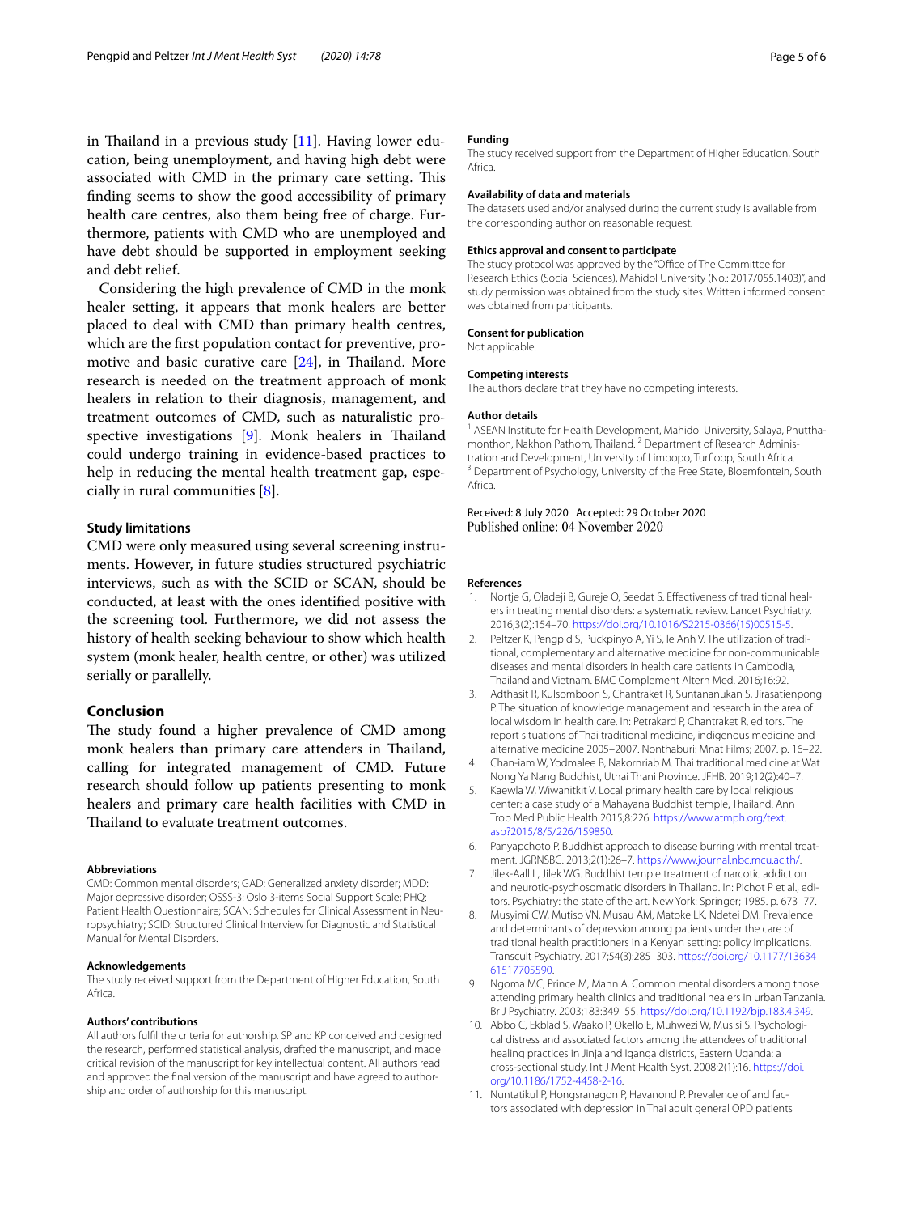in Thailand in a previous study [11]. Having lower education, being unemployment, and having high debt were associated with CMD in the primary care setting. This finding seems to show the good accessibility of primary health care centres, also them being free of charge. Furthermore, patients with CMD who are unemployed and have debt should be supported in employment seeking and debt relief.

Considering the high prevalence of CMD in the monk healer setting, it appears that monk healers are better placed to deal with CMD than primary health centres, which are the first population contact for preventive, promotive and basic curative care [24], in Thailand. More research is needed on the treatment approach of monk healers in relation to their diagnosis, management, and treatment outcomes of CMD, such as naturalistic prospective investigations [9]. Monk healers in Thailand could undergo training in evidence-based practices to help in reducing the mental health treatment gap, especially in rural communities [8].

### Study limitations

CMD were only measured using several screening instruments. However, in future studies structured psychiatric interviews, such as with the SCID or SCAN, should be conducted, at least with the ones identified positive with the screening tool. Furthermore, we did not assess the history of health seeking behaviour to show which health system (monk healer, health centre, or other) was utilized serially or parallelly.

## Conclusion

The study found a higher prevalence of CMD among monk healers than primary care attenders in Thailand, calling for integrated management of CMD. Future research should follow up patients presenting to monk healers and primary care health facilities with CMD in Thailand to evaluate treatment outcomes.

#### Abbreviations

CMD: Common mental disorders; GAD: Generalized anxiety disorder; MDD: Major depressive disorder; OSSS-3: Oslo 3-items Social Support Scale; PHQ: Patient Health Questionnaire; SCAN: Schedules for Clinical Assessment in Neuropsychiatry; SCID: Structured Clinical Interview for Diagnostic and Statistical Manual for Mental Disorders.

#### Acknowledgements

The study received support from the Department of Higher Education, South Africa.

#### Authors' contributions

All authors fulfil the criteria for authorship. SP and KP conceived and designed the research, performed statistical analysis, drafted the manuscript, and made critical revision of the manuscript for key intellectual content. All authors read and approved the final version of the manuscript and have agreed to authorship and order of authorship for this manuscript.

#### Funding

The study received support from the Department of Higher Education, South Africa.

#### Availability of data and materials

The datasets used and/or analysed during the current study is available from the corresponding author on reasonable request.

#### Ethics approval and consent to participate

The study protocol was approved by the "Office of The Committee for Research Ethics (Social Sciences), Mahidol University (No.: 2017/055.1403)", and study permission was obtained from the study sites. Written informed consent was obtained from participants.

#### Consent for publication

Not applicable.

#### Competing interests

The authors declare that they have no competing interests.

#### Author details

[1] ASEAN Institute for Health Development, Mahidol University, Salaya, Phutthamonthon, Nakhon Pathom, Thailand. [2] Department of Research Administration and Development, University of Limpopo, Turfloop, South Africa. [3] Department of Psychology, University of the Free State, Bloemfontein, South Africa.

Received: 8 July 2020 Accepted: 29 October 2020
Published online: 04 November 2020

#### References

1. Nortje G, Oladeji B, Gureje O, Seedat S. Effectiveness of traditional healers in treating mental disorders: a systematic review. Lancet Psychiatry. 2016;3(2):154–70. https://doi.org/10.1016/S2215-0366(15)00515-5.
2. Peltzer K, Pengpid S, Puckpinyo A, Yi S, le Anh V. The utilization of traditional, complementary and alternative medicine for non-communicable diseases and mental disorders in health care patients in Cambodia, Thailand and Vietnam. BMC Complement Altern Med. 2016;16:92.
3. Adthasit R, Kulsomboon S, Chantraket R, Suntananukan S, Jirasatienpong P. The situation of knowledge management and research in the area of local wisdom in health care. In: Petrakard P, Chantraket R, editors. The report situations of Thai traditional medicine, indigenous medicine and alternative medicine 2005–2007. Nonthaburi: Mnat Films; 2007. p. 16–22.
4. Chan-iam W, Yodmalee B, Nakornriab M. Thai traditional medicine at Wat Nong Ya Nang Buddhist, Uthai Thani Province. JFHB. 2019;12(2):40–7.
5. Kaewla W, Wiwanitkit V. Local primary health care by local religious center: a case study of a Mahayana Buddhist temple, Thailand. Ann Trop Med Public Health 2015;8:226. https://www.atmph.org/text.asp?2015/8/5/226/159850.
6. Panyapchoto P. Buddhist approach to disease burring with mental treatment. JGRNSBC. 2013;2(1):26–7. https://www.journal.nbc.mcu.ac.th/.
7. Jilek-Aall L, Jilek WG. Buddhist temple treatment of narcotic addiction and neurotic-psychosomatic disorders in Thailand. In: Pichot P et al., editors. Psychiatry: the state of the art. New York: Springer; 1985. p. 673–77.
8. Musyimi CW, Mutiso VN, Musau AM, Matoke LK, Ndetei DM. Prevalence and determinants of depression among patients under the care of traditional health practitioners in a Kenyan setting: policy implications. Transcult Psychiatry. 2017;54(3):285–303. https://doi.org/10.1177/1363461517705590.
9. Ngoma MC, Prince M, Mann A. Common mental disorders among those attending primary health clinics and traditional healers in urban Tanzania. Br J Psychiatry. 2003;183:349–55. https://doi.org/10.1192/bjp.183.4.349.
10. Abbo C, Ekblad S, Waako P, Okello E, Muhwezi W, Musisi S. Psychological distress and associated factors among the attendees of traditional healing practices in Jinja and Iganga districts, Eastern Uganda: a cross-sectional study. Int J Ment Health Syst. 2008;2(1):16. https://doi.org/10.1186/1752-4458-2-16.
11. Nuntatikul P, Hongsranagon P, Havanond P. Prevalence of and factors associated with depression in Thai adult general OPD patients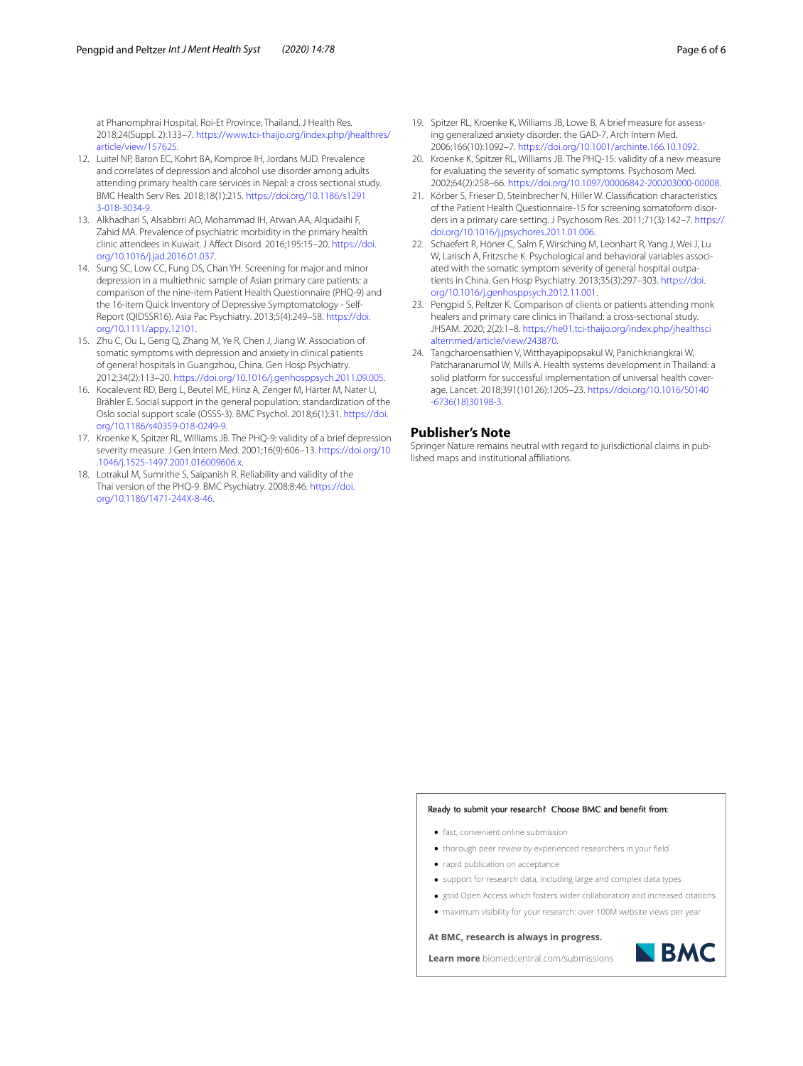at Phanomphrai Hospital, Roi-Et Province, Thailand. J Health Res. 2018;24(Suppl. 2):133–7. https://www.tci-thaijo.org/index.php/jhealthres/article/view/157625.

12. Luitel NP, Baron EC, Kohrt BA, Komproe IH, Jordans MJD. Prevalence and correlates of depression and alcohol use disorder among adults attending primary health care services in Nepal: a cross sectional study. BMC Health Serv Res. 2018;18(1):215. https://doi.org/10.1186/s12913-018-3034-9.
13. Alkhadhari S, Alsabbrri AO, Mohammad IH, Atwan AA, Alqudaihi F, Zahid MA. Prevalence of psychiatric morbidity in the primary health clinic attendees in Kuwait. J Affect Disord. 2016;195:15–20. https://doi.org/10.1016/j.jad.2016.01.037.
14. Sung SC, Low CC, Fung DS, Chan YH. Screening for major and minor depression in a multiethnic sample of Asian primary care patients: a comparison of the nine-item Patient Health Questionnaire (PHQ-9) and the 16-item Quick Inventory of Depressive Symptomatology - Self-Report (QIDSSR16). Asia Pac Psychiatry. 2013;5(4):249–58. https://doi.org/10.1111/appy.12101.
15. Zhu C, Ou L, Geng Q, Zhang M, Ye R, Chen J, Jiang W. Association of somatic symptoms with depression and anxiety in clinical patients of general hospitals in Guangzhou, China. Gen Hosp Psychiatry. 2012;34(2):113–20. https://doi.org/10.1016/j.genhosppsych.2011.09.005.
16. Kocalevent RD, Berg L, Beutel ME, Hinz A, Zenger M, Härter M, Nater U, Brähler E. Social support in the general population: standardization of the Oslo social support scale (OSSS-3). BMC Psychol. 2018;6(1):31. https://doi.org/10.1186/s40359-018-0249-9.
17. Kroenke K, Spitzer RL, Williams JB. The PHQ-9: validity of a brief depression severity measure. J Gen Intern Med. 2001;16(9):606–13. https://doi.org/10.1046/j.1525-1497.2001.016009606.x.
18. Lotrakul M, Sumrithe S, Saipanish R. Reliability and validity of the Thai version of the PHQ-9. BMC Psychiatry. 2008;8:46. https://doi.org/10.1186/1471-244X-8-46.
19. Spitzer RL, Kroenke K, Williams JB, Lowe B. A brief measure for assessing generalized anxiety disorder: the GAD-7. Arch Intern Med. 2006;166(10):1092–7. https://doi.org/10.1001/archinte.166.10.1092.
20. Kroenke K, Spitzer RL, Williams JB. The PHQ-15: validity of a new measure for evaluating the severity of somatic symptoms. Psychosom Med. 2002;64(2):258–66. https://doi.org/10.1097/00006842-200203000-00008.
21. Körber S, Frieser D, Steinbrecher N, Hiller W. Classification characteristics of the Patient Health Questionnaire-15 for screening somatoform disorders in a primary care setting. J Psychosom Res. 2011;71(3):142–7. https://doi.org/10.1016/j.jpsychores.2011.01.006.
22. Schaefert R, Höner C, Salm F, Wirsching M, Leonhart R, Yang J, Wei J, Lu W, Larisch A, Fritzsche K. Psychological and behavioral variables associated with the somatic symptom severity of general hospital outpatients in China. Gen Hosp Psychiatry. 2013;35(3):297–303. https://doi.org/10.1016/j.genhosppsych.2012.11.001.
23. Pengpid S, Peltzer K. Comparison of clients or patients attending monk healers and primary care clinics in Thailand: a cross-sectional study. JHSAM. 2020; 2(2):1–8. https://he01.tci-thaijo.org/index.php/jhealthscialternmed/article/view/243870.
24. Tangcharoensathien V, Witthayapipopsakul W, Panichkriangkrai W, Patcharanarumol W, Mills A. Health systems development in Thailand: a solid platform for successful implementation of universal health coverage. Lancet. 2018;391(10126):1205–23. https://doi.org/10.1016/S0140-6736(18)30198-3.

## Publisher's Note

Springer Nature remains neutral with regard to jurisdictional claims in published maps and institutional affiliations.

Ready to submit your research? Choose BMC and benefit from:

- fast, convenient online submission
- thorough peer review by experienced researchers in your field
- rapid publication on acceptance
- support for research data, including large and complex data types
- gold Open Access which fosters wider collaboration and increased citations
- maximum visibility for your research: over 100M website views per year

**At BMC, research is always in progress.**

**Learn more** biomedcentral.com/submissions

BMC